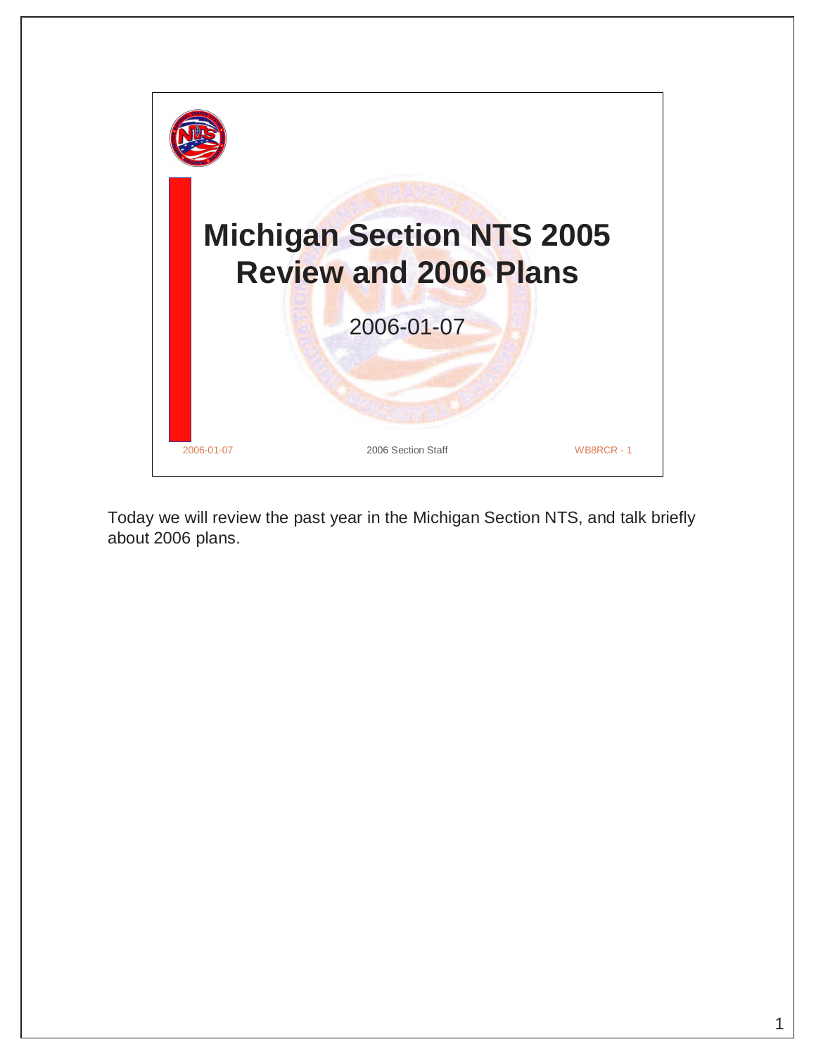# Michigan Section NTS 2005 Review and 2006 Plans

2006-01-07

2006-01-07 | 2006 Section Staff | WB8RCR - 1

Today we will review the past year in the Michigan Section NTS, and talk briefly about 2006 plans.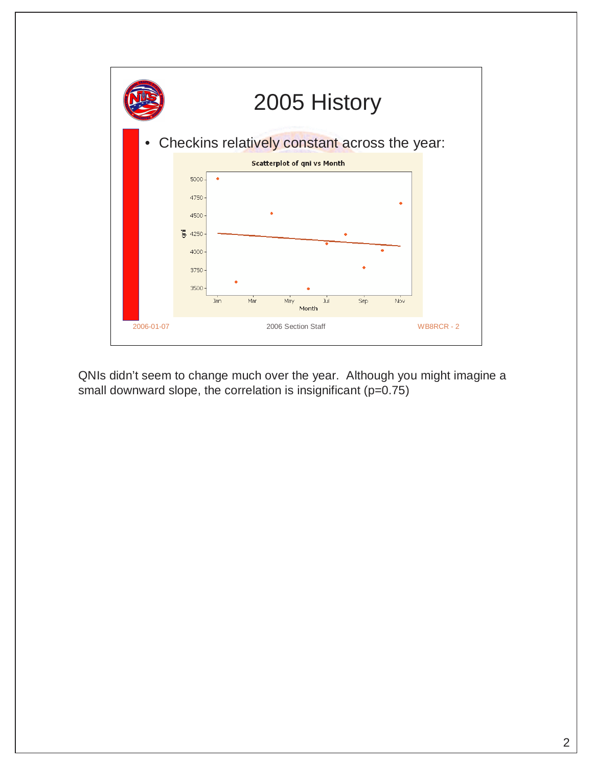## 2005 History

- Checkins relatively constant across the year:

Scatterplot of qni vs Month

2006-01-07 2006 Section Staff WB8RCR - 2

QNIs didn't seem to change much over the year. Although you might imagine a small downward slope, the correlation is insignificant ($p=0.75$)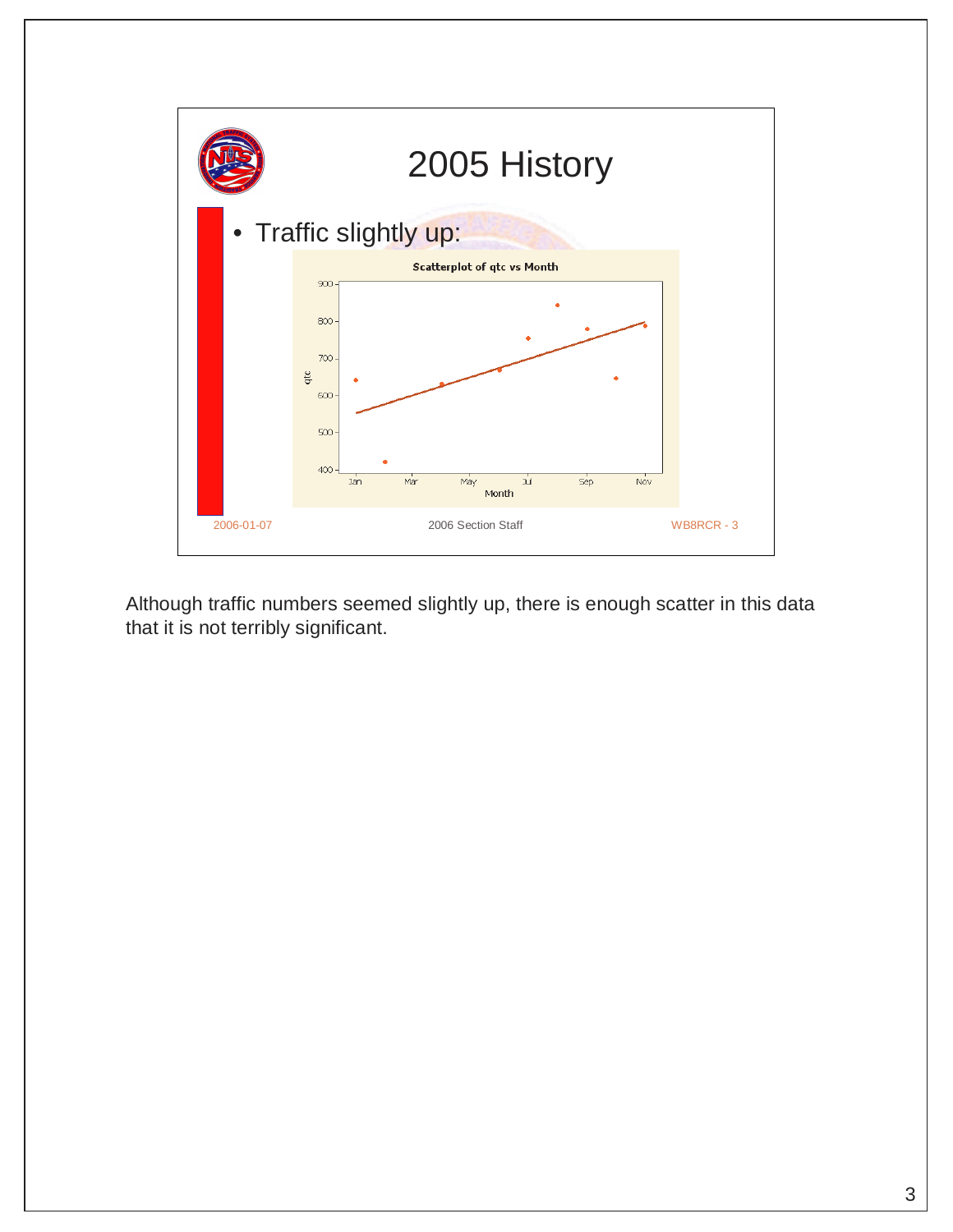# 2005 History

- Traffic slightly up:

Scatterplot of qtc vs Month

2006-01-07 | 2006 Section Staff | WB8RCR - 3

Although traffic numbers seemed slightly up, there is enough scatter in this data that it is not terribly significant.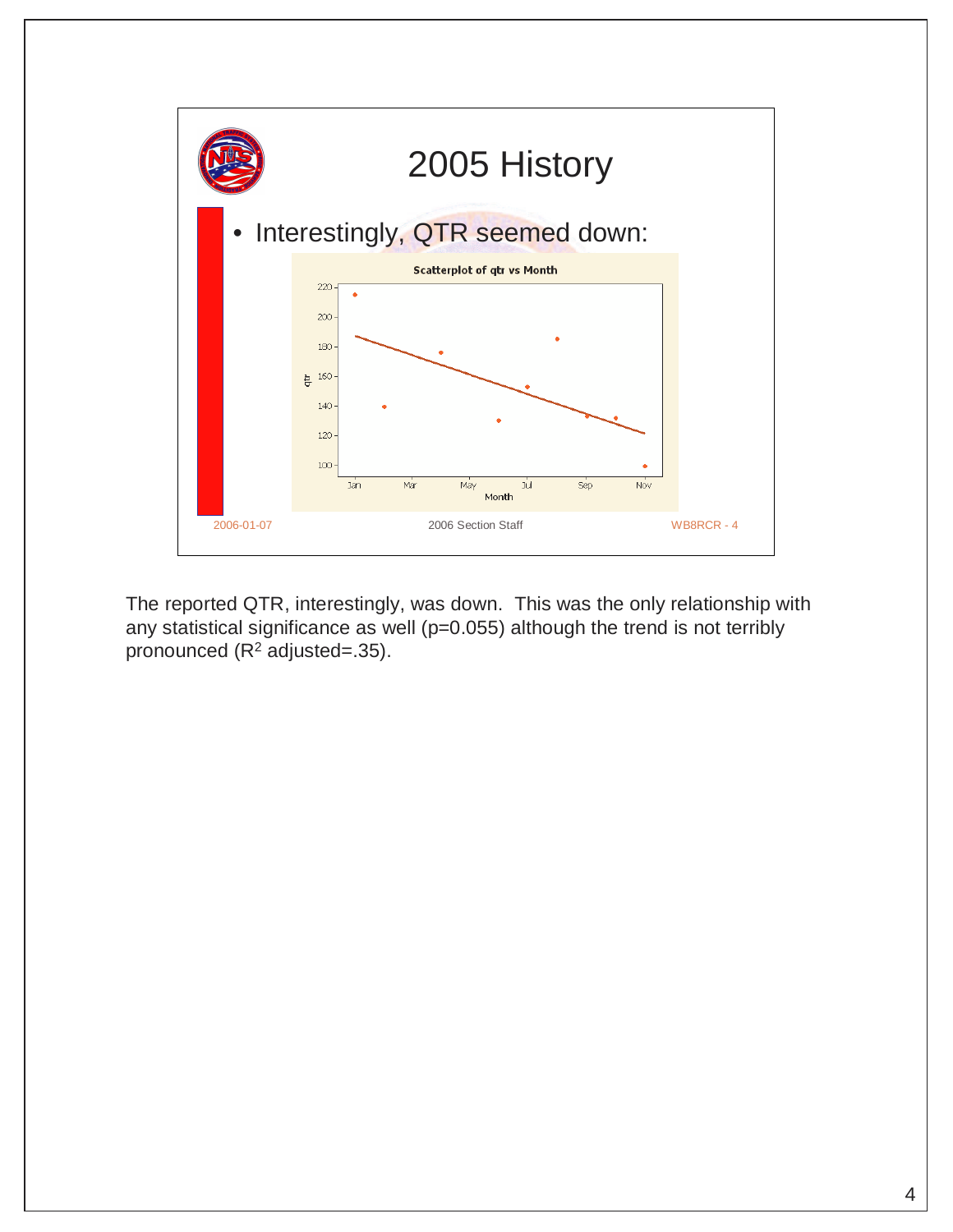# 2005 History

- Interestingly, QTR seemed down:

**Scatterplot of qtr vs Month**

2006-01-07 | 2006 Section Staff | WB8RCR - 4

The reported QTR, interestingly, was down. This was the only relationship with any statistical significance as well (p=0.055) although the trend is not terribly pronounced ($R^2$ adjusted=.35).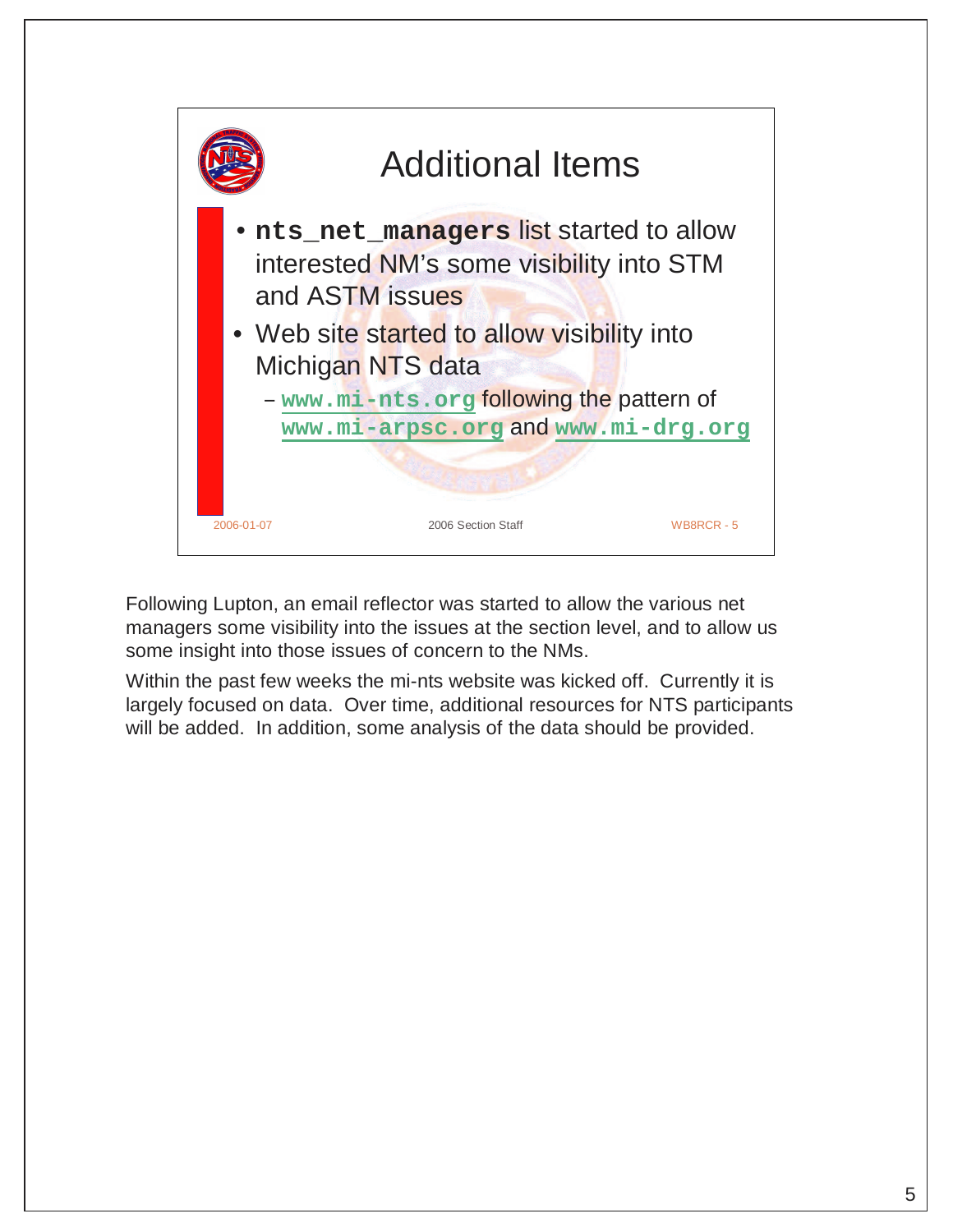## Additional Items

- **`nts_net_managers`** list started to allow interested NM's some visibility into STM and ASTM issues
- Web site started to allow visibility into Michigan NTS data
  - `www.mi-nts.org` following the pattern of `www.mi-arpsc.org` and `www.mi-drg.org`

2006-01-07 | 2006 Section Staff | WB8RCR - 5

Following Lupton, an email reflector was started to allow the various net managers some visibility into the issues at the section level, and to allow us some insight into those issues of concern to the NMs.

Within the past few weeks the mi-nts website was kicked off. Currently it is largely focused on data. Over time, additional resources for NTS participants will be added. In addition, some analysis of the data should be provided.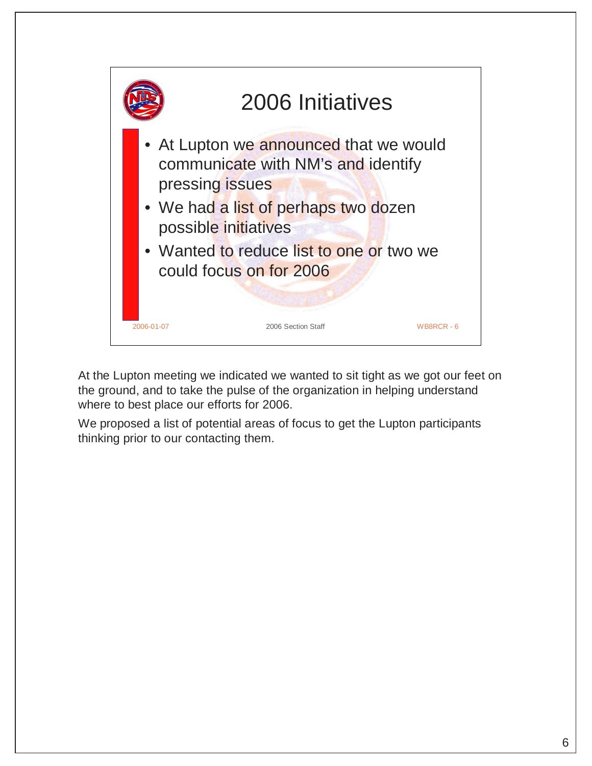## 2006 Initiatives

- At Lupton we announced that we would communicate with NM's and identify pressing issues
- We had a list of perhaps two dozen possible initiatives
- Wanted to reduce list to one or two we could focus on for 2006

2006-01-07 2006 Section Staff WB8RCR - 6

At the Lupton meeting we indicated we wanted to sit tight as we got our feet on the ground, and to take the pulse of the organization in helping understand where to best place our efforts for 2006.

We proposed a list of potential areas of focus to get the Lupton participants thinking prior to our contacting them.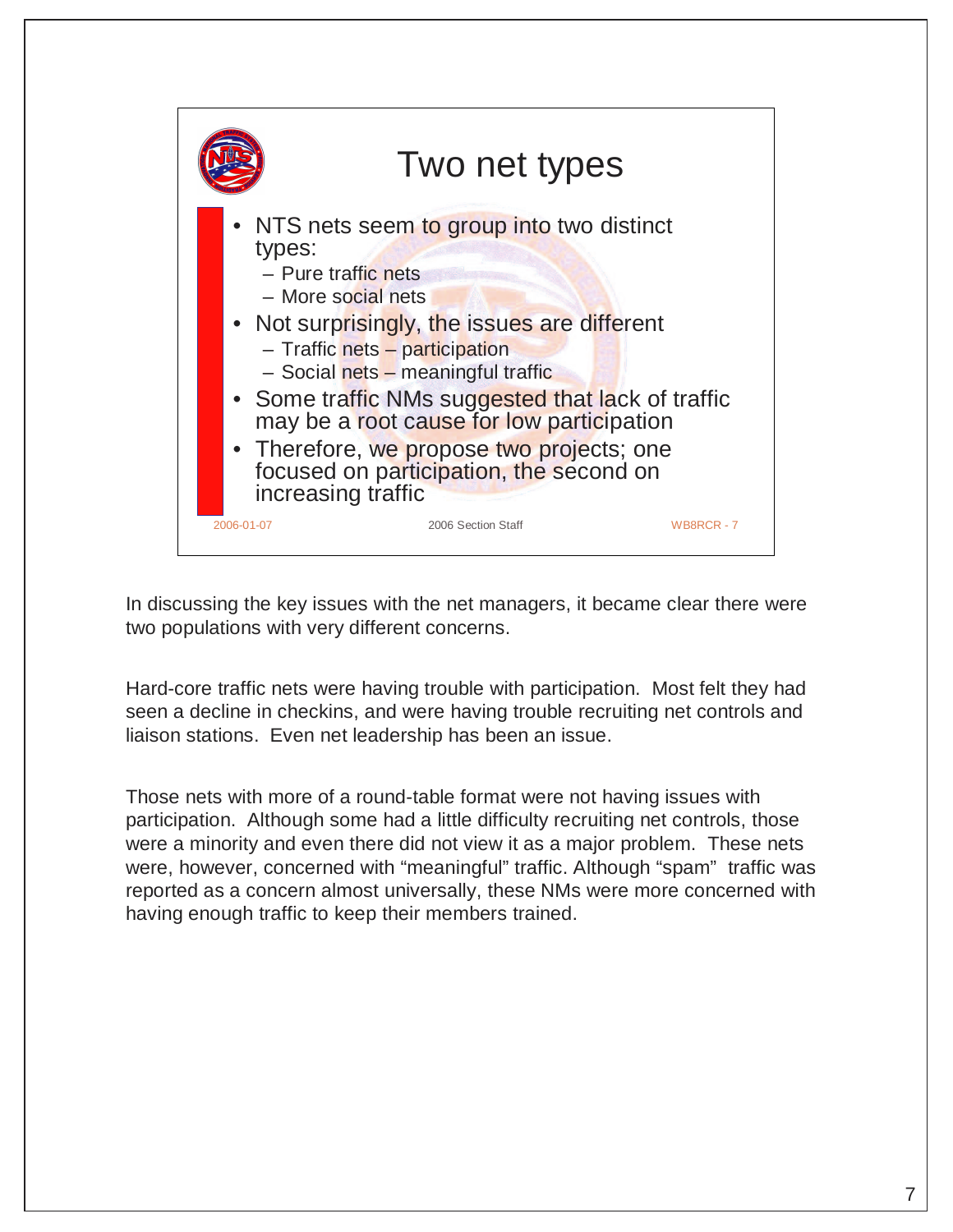## Two net types

- NTS nets seem to group into two distinct types:
  - Pure traffic nets
  - More social nets
- Not surprisingly, the issues are different
  - Traffic nets – participation
  - Social nets – meaningful traffic
- Some traffic NMs suggested that lack of traffic may be a root cause for low participation
- Therefore, we propose two projects; one focused on participation, the second on increasing traffic

2006-01-07 2006 Section Staff WB8RCR - 7

In discussing the key issues with the net managers, it became clear there were two populations with very different concerns.

Hard-core traffic nets were having trouble with participation. Most felt they had seen a decline in checkins, and were having trouble recruiting net controls and liaison stations. Even net leadership has been an issue.

Those nets with more of a round-table format were not having issues with participation. Although some had a little difficulty recruiting net controls, those were a minority and even there did not view it as a major problem. These nets were, however, concerned with "meaningful" traffic. Although "spam" traffic was reported as a concern almost universally, these NMs were more concerned with having enough traffic to keep their members trained.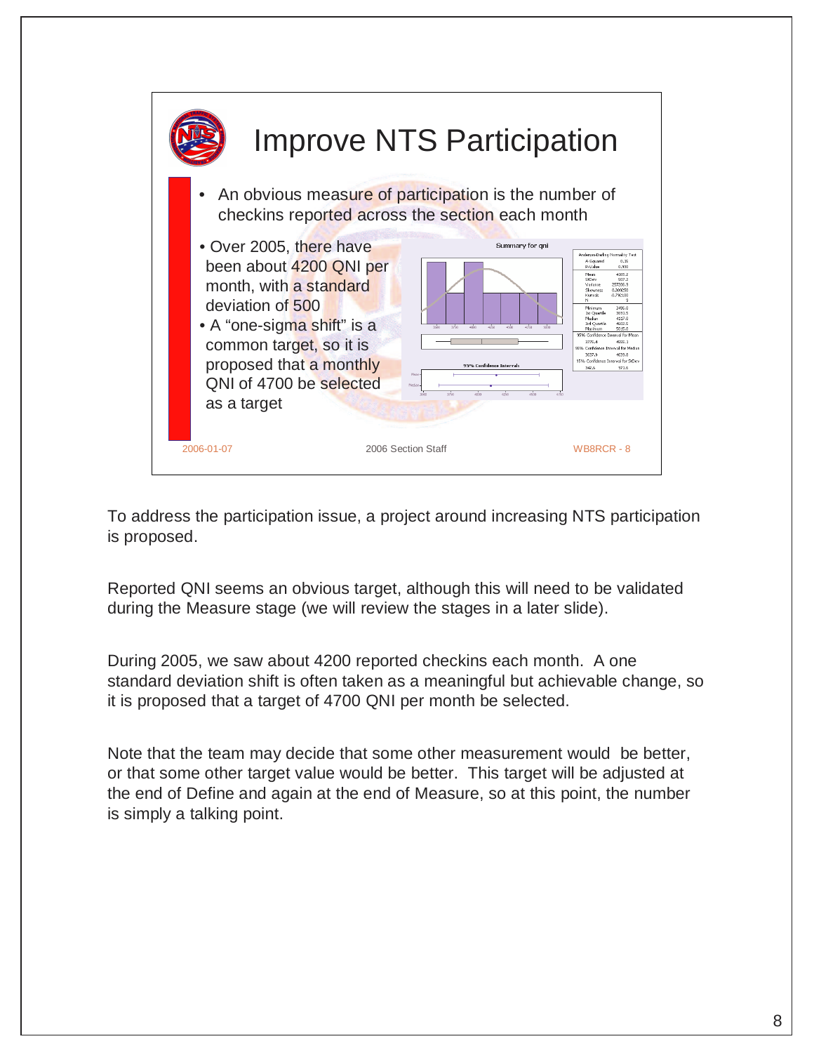## Improve NTS Participation

- An obvious measure of participation is the number of checkins reported across the section each month

- Over 2005, there have been about 4200 QNI per month, with a standard deviation of 500
- A "one-sigma shift" is a common target, so it is proposed that a monthly QNI of 4700 be selected as a target

2006-01-07 2006 Section Staff WB8RCR - 8

To address the participation issue, a project around increasing NTS participation is proposed.

Reported QNI seems an obvious target, although this will need to be validated during the Measure stage (we will review the stages in a later slide).

During 2005, we saw about 4200 reported checkins each month. A one standard deviation shift is often taken as a meaningful but achievable change, so it is proposed that a target of 4700 QNI per month be selected.

Note that the team may decide that some other measurement would be better, or that some other target value would be better. This target will be adjusted at the end of Define and again at the end of Measure, so at this point, the number is simply a talking point.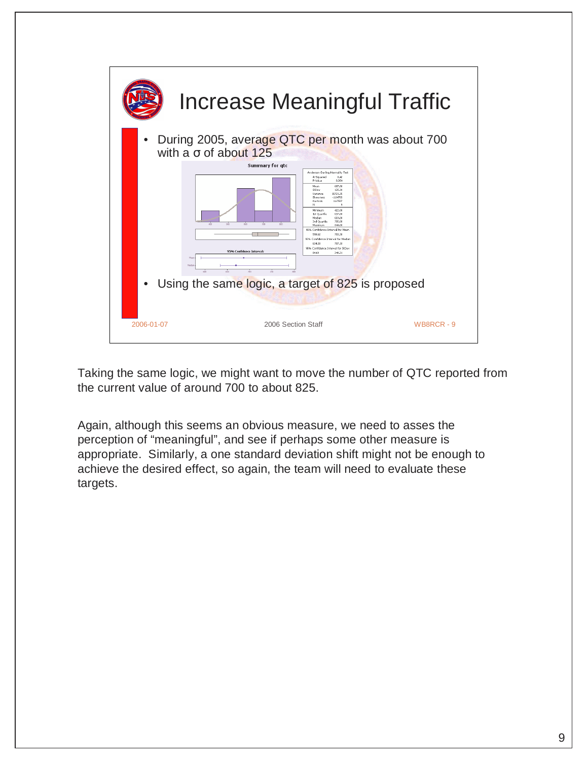# Increase Meaningful Traffic

- During 2005, average QTC per month was about 700 with a σ of about 125
- Using the same logic, a target of 825 is proposed

Taking the same logic, we might want to move the number of QTC reported from the current value of around 700 to about 825.

Again, although this seems an obvious measure, we need to asses the perception of "meaningful", and see if perhaps some other measure is appropriate. Similarly, a one standard deviation shift might not be enough to achieve the desired effect, so again, the team will need to evaluate these targets.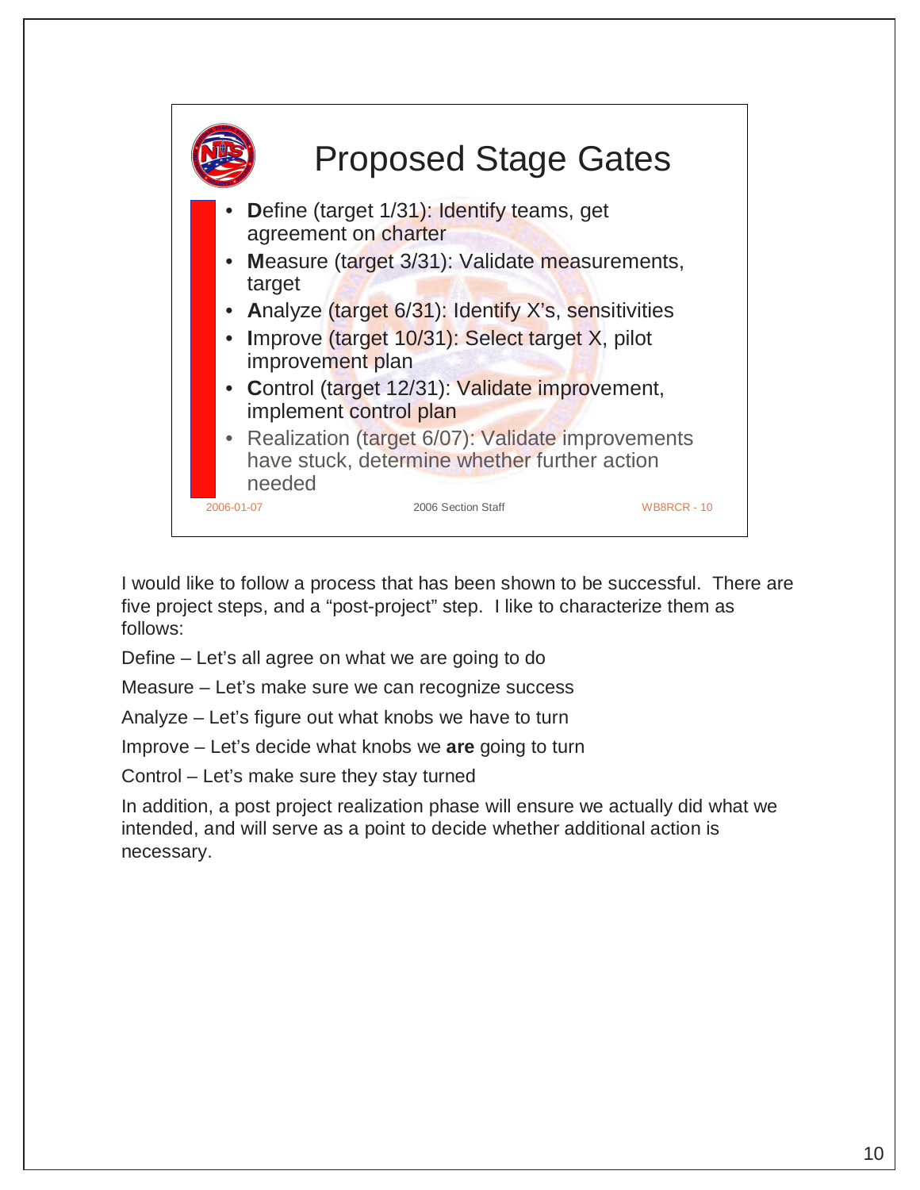## Proposed Stage Gates

- **D**efine (target 1/31): Identify teams, get agreement on charter
- **M**easure (target 3/31): Validate measurements, target
- **A**nalyze (target 6/31): Identify X's, sensitivities
- **I**mprove (target 10/31): Select target X, pilot improvement plan
- **C**ontrol (target 12/31): Validate improvement, implement control plan
- Realization (target 6/07): Validate improvements have stuck, determine whether further action needed

2006-01-07 2006 Section Staff WB8RCR - 10

I would like to follow a process that has been shown to be successful. There are five project steps, and a "post-project" step. I like to characterize them as follows:

Define – Let's all agree on what we are going to do

Measure – Let's make sure we can recognize success

Analyze – Let's figure out what knobs we have to turn

Improve – Let's decide what knobs we **are** going to turn

Control – Let's make sure they stay turned

In addition, a post project realization phase will ensure we actually did what we intended, and will serve as a point to decide whether additional action is necessary.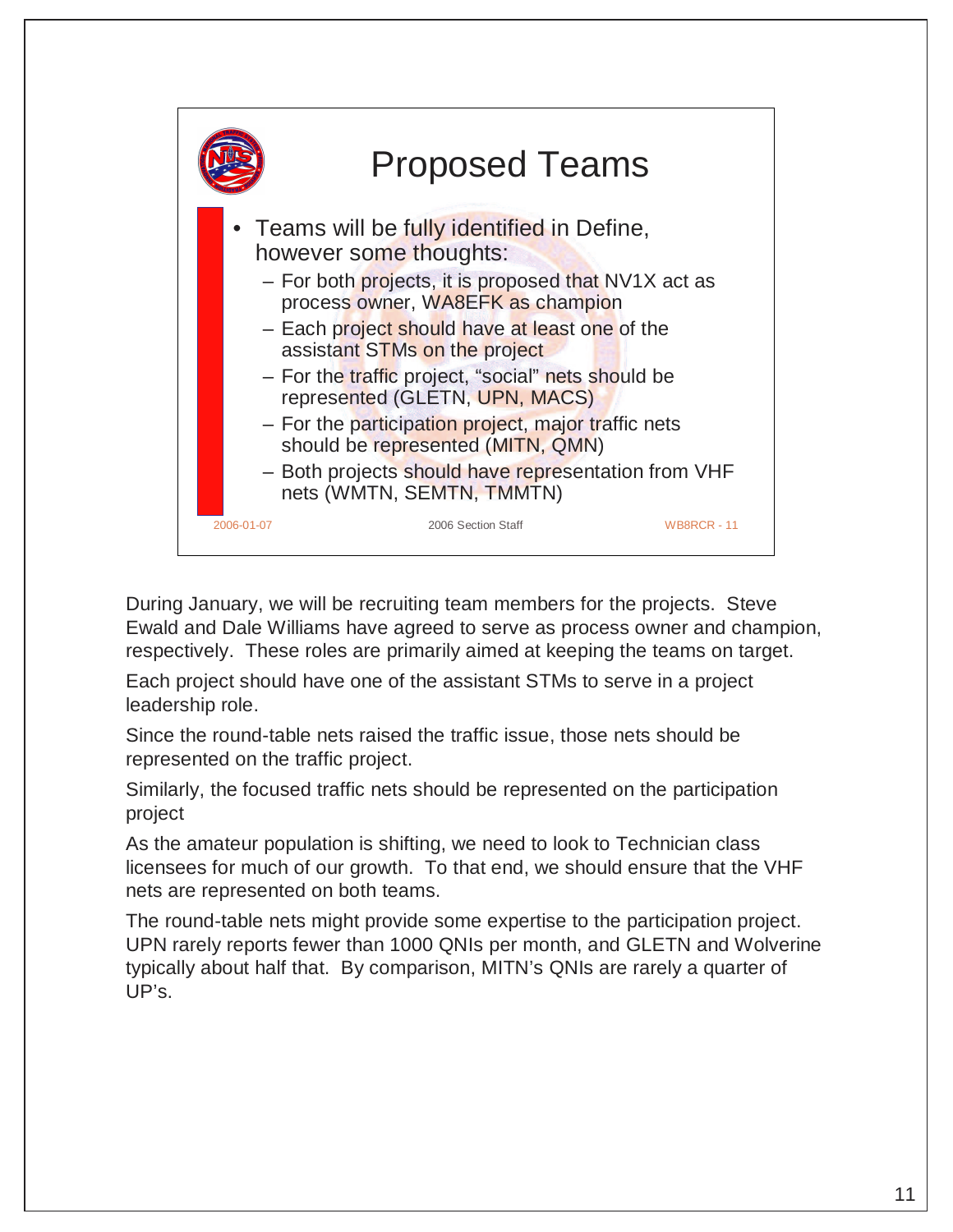## Proposed Teams

- Teams will be fully identified in Define, however some thoughts:
  - For both projects, it is proposed that NV1X act as process owner, WA8EFK as champion
  - Each project should have at least one of the assistant STMs on the project
  - For the traffic project, “social” nets should be represented (GLETN, UPN, MACS)
  - For the participation project, major traffic nets should be represented (MITN, QMN)
  - Both projects should have representation from VHF nets (WMTN, SEMTN, TMMTN)

2006-01-07 2006 Section Staff WB8RCR - 11

During January, we will be recruiting team members for the projects. Steve Ewald and Dale Williams have agreed to serve as process owner and champion, respectively. These roles are primarily aimed at keeping the teams on target.

Each project should have one of the assistant STMs to serve in a project leadership role.

Since the round-table nets raised the traffic issue, those nets should be represented on the traffic project.

Similarly, the focused traffic nets should be represented on the participation project

As the amateur population is shifting, we need to look to Technician class licensees for much of our growth. To that end, we should ensure that the VHF nets are represented on both teams.

The round-table nets might provide some expertise to the participation project. UPN rarely reports fewer than 1000 QNIs per month, and GLETN and Wolverine typically about half that. By comparison, MITN’s QNIs are rarely a quarter of UP’s.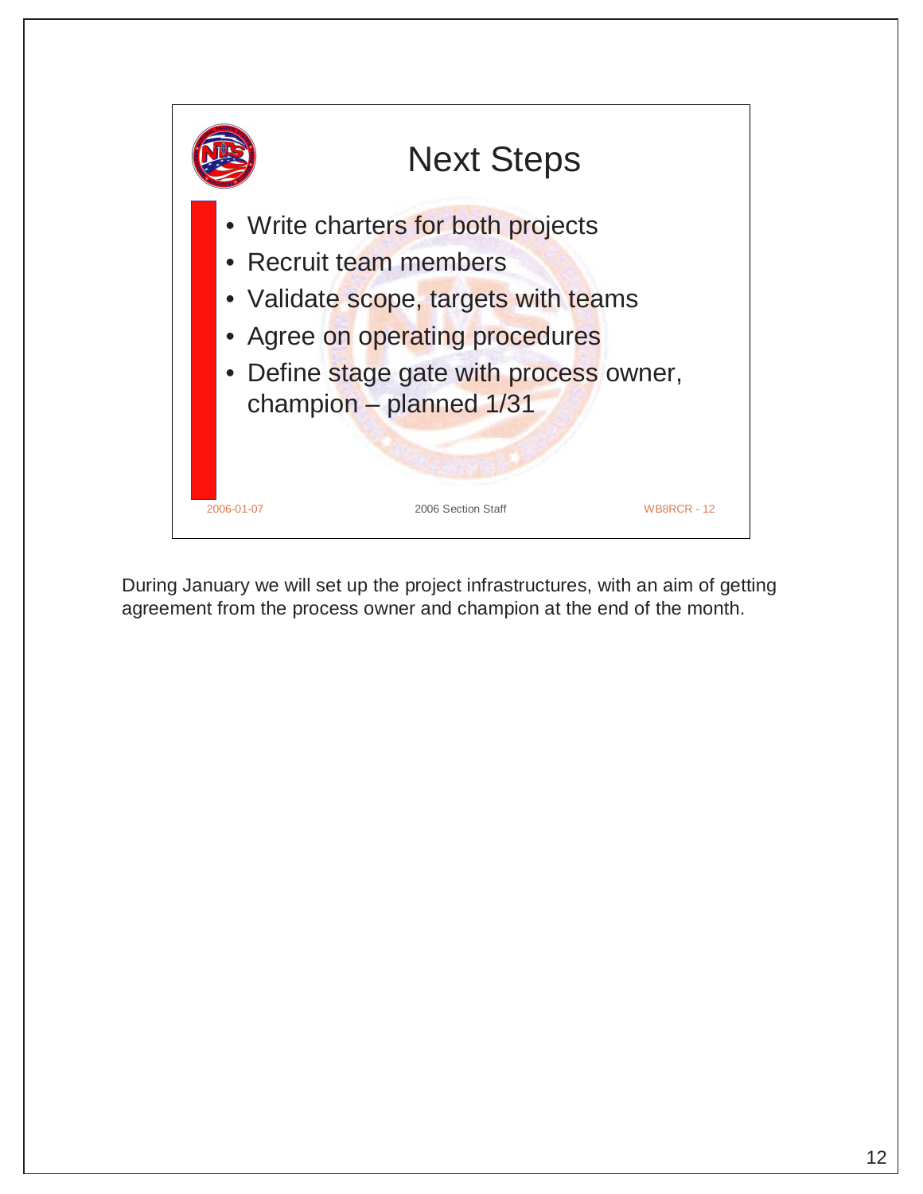# Next Steps

- Write charters for both projects
- Recruit team members
- Validate scope, targets with teams
- Agree on operating procedures
- Define stage gate with process owner, champion – planned 1/31

2006-01-07 | 2006 Section Staff | WB8RCR - 12

During January we will set up the project infrastructures, with an aim of getting agreement from the process owner and champion at the end of the month.